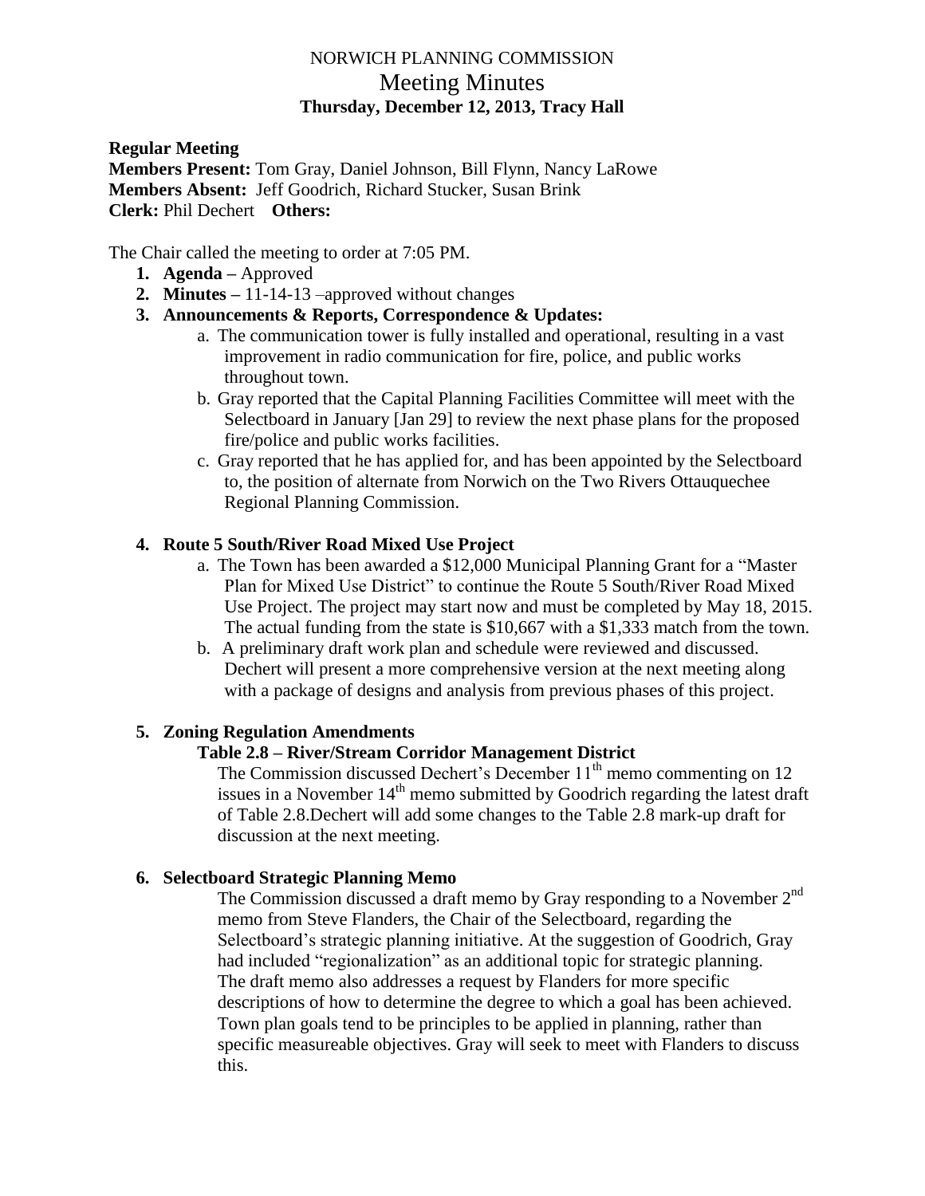# NORWICH PLANNING COMMISSION

## Meeting Minutes

### Thursday, December 12, 2013, Tracy Hall

**Regular Meeting**
**Members Present:** Tom Gray, Daniel Johnson, Bill Flynn, Nancy LaRowe
**Members Absent:** Jeff Goodrich, Richard Stucker, Susan Brink
**Clerk:** Phil Dechert **Others:**

The Chair called the meeting to order at 7:05 PM.

1. **Agenda –** Approved
2. **Minutes –** 11-14-13 –approved without changes
3. **Announcements & Reports, Correspondence & Updates:**
   a. The communication tower is fully installed and operational, resulting in a vast improvement in radio communication for fire, police, and public works throughout town.
   b. Gray reported that the Capital Planning Facilities Committee will meet with the Selectboard in January [Jan 29] to review the next phase plans for the proposed fire/police and public works facilities.
   c. Gray reported that he has applied for, and has been appointed by the Selectboard to, the position of alternate from Norwich on the Two Rivers Ottauquechee Regional Planning Commission.

4. **Route 5 South/River Road Mixed Use Project**
   a. The Town has been awarded a $12,000 Municipal Planning Grant for a "Master Plan for Mixed Use District" to continue the Route 5 South/River Road Mixed Use Project. The project may start now and must be completed by May 18, 2015. The actual funding from the state is $10,667 with a $1,333 match from the town.
   b. A preliminary draft work plan and schedule were reviewed and discussed. Dechert will present a more comprehensive version at the next meeting along with a package of designs and analysis from previous phases of this project.

5. **Zoning Regulation Amendments**

   **Table 2.8 – River/Stream Corridor Management District**

   The Commission discussed Dechert's December 11th memo commenting on 12 issues in a November 14th memo submitted by Goodrich regarding the latest draft of Table 2.8.Dechert will add some changes to the Table 2.8 mark-up draft for discussion at the next meeting.

6. **Selectboard Strategic Planning Memo**

   The Commission discussed a draft memo by Gray responding to a November 2nd memo from Steve Flanders, the Chair of the Selectboard, regarding the Selectboard's strategic planning initiative. At the suggestion of Goodrich, Gray had included "regionalization" as an additional topic for strategic planning. The draft memo also addresses a request by Flanders for more specific descriptions of how to determine the degree to which a goal has been achieved. Town plan goals tend to be principles to be applied in planning, rather than specific measureable objectives. Gray will seek to meet with Flanders to discuss this.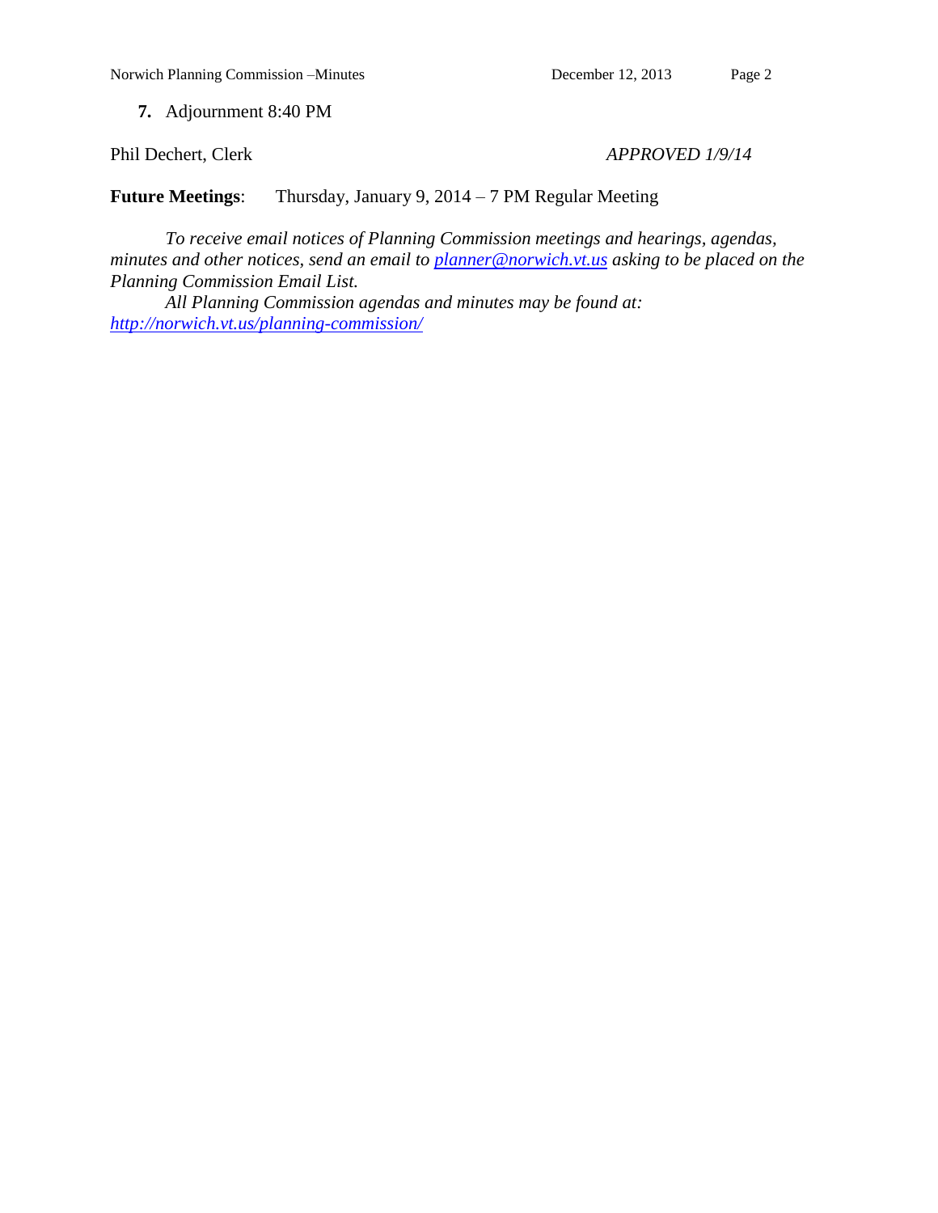7. Adjournment 8:40 PM

Phil Dechert, Clerk *APPROVED 1/9/14*

**Future Meetings**: Thursday, January 9, 2014 – 7 PM Regular Meeting

*To receive email notices of Planning Commission meetings and hearings, agendas, minutes and other notices, send an email to [planner@norwich.vt.us](mailto:planner@norwich.vt.us) asking to be placed on the Planning Commission Email List.*

*All Planning Commission agendas and minutes may be found at: [http://norwich.vt.us/planning-commission/](http://norwich.vt.us/planning-commission/)*